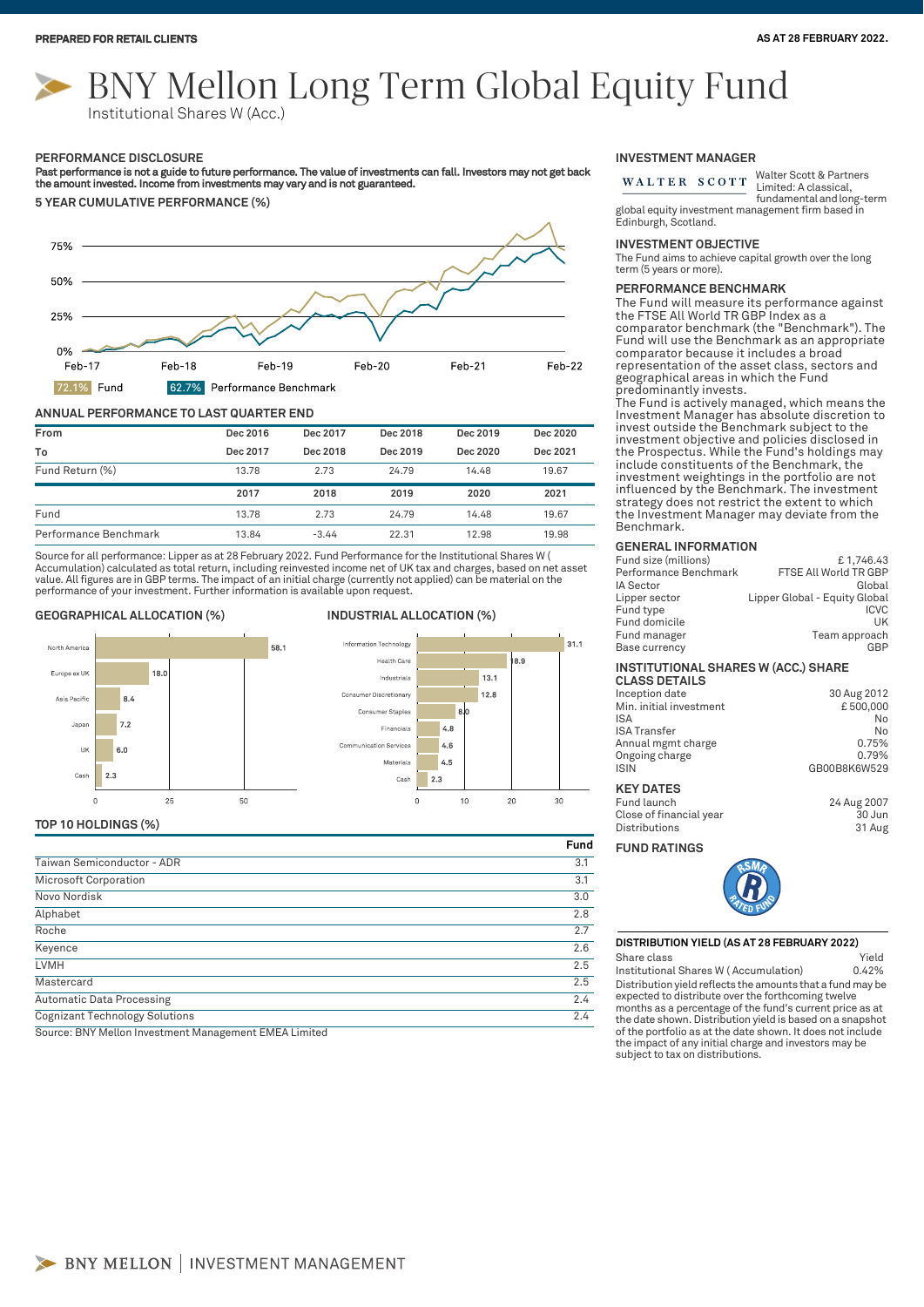PREPARED FOR RETAIL CLIENTS

AS AT 28 FEBRUARY 2022.

# BNY Mellon Long Term Global Equity Fund

Institutional Shares W (Acc.)

## PERFORMANCE DISCLOSURE

**Past performance is not a guide to future performance. The value of investments can fall. Investors may not get back the amount invested. Income from investments may vary and is not guaranteed.**

### 5 YEAR CUMULATIVE PERFORMANCE (%)

72.1% Fund
62.7% Performance Benchmark

### ANNUAL PERFORMANCE TO LAST QUARTER END

| From | Dec 2016 | Dec 2017 | Dec 2018 | Dec 2019 | Dec 2020 |
|---|---|---|---|---|---|
| To | Dec 2017 | Dec 2018 | Dec 2019 | Dec 2020 | Dec 2021 |
| Fund Return (%) | 13.78 | 2.73 | 24.79 | 14.48 | 19.67 |

| | 2017 | 2018 | 2019 | 2020 | 2021 |
|---|---|---|---|---|---|
| Fund | 13.78 | 2.73 | 24.79 | 14.48 | 19.67 |
| Performance Benchmark | 13.84 | -3.44 | 22.31 | 12.98 | 19.98 |

Source for all performance: Lipper as at 28 February 2022. Fund Performance for the Institutional Shares W ( Accumulation) calculated as total return, including reinvested income net of UK tax and charges, based on net asset value. All figures are in GBP terms. The impact of an initial charge (currently not applied) can be material on the performance of your investment. Further information is available upon request.

### GEOGRAPHICAL ALLOCATION (%)

| Region | % |
|---|---|
| North America | 58.1 |
| Europe ex UK | 18.0 |
| Asia Pacific | 8.4 |
| Japan | 7.2 |
| UK | 6.0 |
| Cash | 2.3 |

### INDUSTRIAL ALLOCATION (%)

| Sector | % |
|---|---|
| Information Technology | 31.1 |
| Health Care | 18.9 |
| Industrials | 13.1 |
| Consumer Discretionary | 12.8 |
| Consumer Staples | 8.0 |
| Financials | 4.8 |
| Communication Services | 4.6 |
| Materials | 4.5 |
| Cash | 2.3 |

### TOP 10 HOLDINGS (%)

| | Fund |
|---|---|
| Taiwan Semiconductor - ADR | 3.1 |
| Microsoft Corporation | 3.1 |
| Novo Nordisk | 3.0 |
| Alphabet | 2.8 |
| Roche | 2.7 |
| Keyence | 2.6 |
| LVMH | 2.5 |
| Mastercard | 2.5 |
| Automatic Data Processing | 2.4 |
| Cognizant Technology Solutions | 2.4 |

Source: BNY Mellon Investment Management EMEA Limited

## INVESTMENT MANAGER

WALTER SCOTT

Walter Scott & Partners Limited: A classical, fundamental and long-term global equity investment management firm based in Edinburgh, Scotland.

## INVESTMENT OBJECTIVE

The Fund aims to achieve capital growth over the long term (5 years or more).

## PERFORMANCE BENCHMARK

The Fund will measure its performance against the FTSE All World TR GBP Index as a comparator benchmark (the "Benchmark"). The Fund will use the Benchmark as an appropriate comparator because it includes a broad representation of the asset class, sectors and geographical areas in which the Fund predominantly invests.

The Fund is actively managed, which means the Investment Manager has absolute discretion to invest outside the Benchmark subject to the investment objective and policies disclosed in the Prospectus. While the Fund's holdings may include constituents of the Benchmark, the investment weightings in the portfolio are not influenced by the Benchmark. The investment strategy does not restrict the extent to which the Investment Manager may deviate from the Benchmark.

## GENERAL INFORMATION

| | |
|---|---|
| Fund size (millions) | £ 1,746.43 |
| Performance Benchmark | FTSE All World TR GBP |
| IA Sector | Global |
| Lipper sector | Lipper Global - Equity Global |
| Fund type | ICVC |
| Fund domicile | UK |
| Fund manager | Team approach |
| Base currency | GBP |

## INSTITUTIONAL SHARES W (ACC.) SHARE CLASS DETAILS

| | |
|---|---|
| Inception date | 30 Aug 2012 |
| Min. initial investment | £ 500,000 |
| ISA | No |
| ISA Transfer | No |
| Annual mgmt charge | 0.75% |
| Ongoing charge | 0.79% |
| ISIN | GB00B8K6W529 |

## KEY DATES

| | |
|---|---|
| Fund launch | 24 Aug 2007 |
| Close of financial year | 30 Jun |
| Distributions | 31 Aug |

## FUND RATINGS

RSMR RATED FUND

## DISTRIBUTION YIELD (AS AT 28 FEBRUARY 2022)

| Share class | Yield |
|---|---|
| Institutional Shares W ( Accumulation) | 0.42% |

Distribution yield reflects the amounts that a fund may be expected to distribute over the forthcoming twelve months as a percentage of the fund's current price as at the date shown. Distribution yield is based on a snapshot of the portfolio as at the date shown. It does not include the impact of any initial charge and investors may be subject to tax on distributions.

BNY MELLON | INVESTMENT MANAGEMENT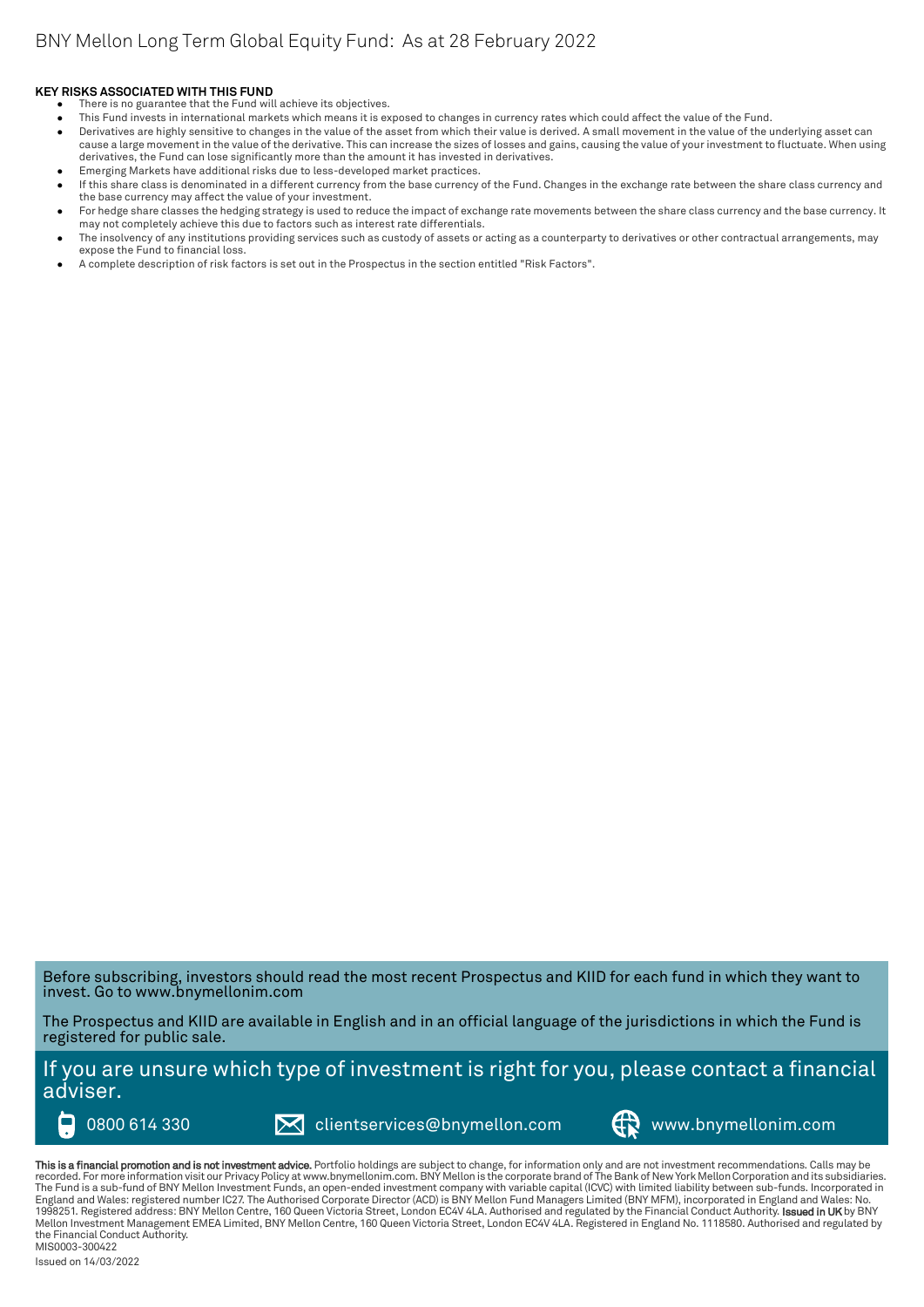**KEY RISKS ASSOCIATED WITH THIS FUND**

- There is no guarantee that the Fund will achieve its objectives.
- This Fund invests in international markets which means it is exposed to changes in currency rates which could affect the value of the Fund.
- Derivatives are highly sensitive to changes in the value of the asset from which their value is derived. A small movement in the value of the underlying asset can cause a large movement in the value of the derivative. This can increase the sizes of losses and gains, causing the value of your investment to fluctuate. When using derivatives, the Fund can lose significantly more than the amount it has invested in derivatives.
- Emerging Markets have additional risks due to less-developed market practices.
- If this share class is denominated in a different currency from the base currency of the Fund. Changes in the exchange rate between the share class currency and the base currency may affect the value of your investment.
- For hedge share classes the hedging strategy is used to reduce the impact of exchange rate movements between the share class currency and the base currency. It may not completely achieve this due to factors such as interest rate differentials.
- The insolvency of any institutions providing services such as custody of assets or acting as a counterparty to derivatives or other contractual arrangements, may expose the Fund to financial loss.
- A complete description of risk factors is set out in the Prospectus in the section entitled "Risk Factors".

Before subscribing, investors should read the most recent Prospectus and KIID for each fund in which they want to invest. Go to www.bnymellonim.com

The Prospectus and KIID are available in English and in an official language of the jurisdictions in which the Fund is registered for public sale.

If you are unsure which type of investment is right for you, please contact a financial adviser.

0800 614 330 clientservices@bnymellon.com www.bnymellonim.com

**This is a financial promotion and is not investment advice.** Portfolio holdings are subject to change, for information only and are not investment recommendations. Calls may be recorded. For more information visit our Privacy Policy at www.bnymellonim.com. BNY Mellon is the corporate brand of The Bank of New York Mellon Corporation and its subsidiaries. The Fund is a sub-fund of BNY Mellon Investment Funds, an open-ended investment company with variable capital (ICVC) with limited liability between sub-funds. Incorporated in England and Wales: registered number IC27. The Authorised Corporate Director (ACD) is BNY Mellon Fund Managers Limited (BNY MFM), incorporated in England and Wales: No. 1998251. Registered address: BNY Mellon Centre, 160 Queen Victoria Street, London EC4V 4LA. Authorised and regulated by the Financial Conduct Authority. **Issued in UK** by BNY Mellon Investment Management EMEA Limited, BNY Mellon Centre, 160 Queen Victoria Street, London EC4V 4LA. Registered in England No. 1118580. Authorised and regulated by the Financial Conduct Authority.

MIS0003-300422

Issued on 14/03/2022